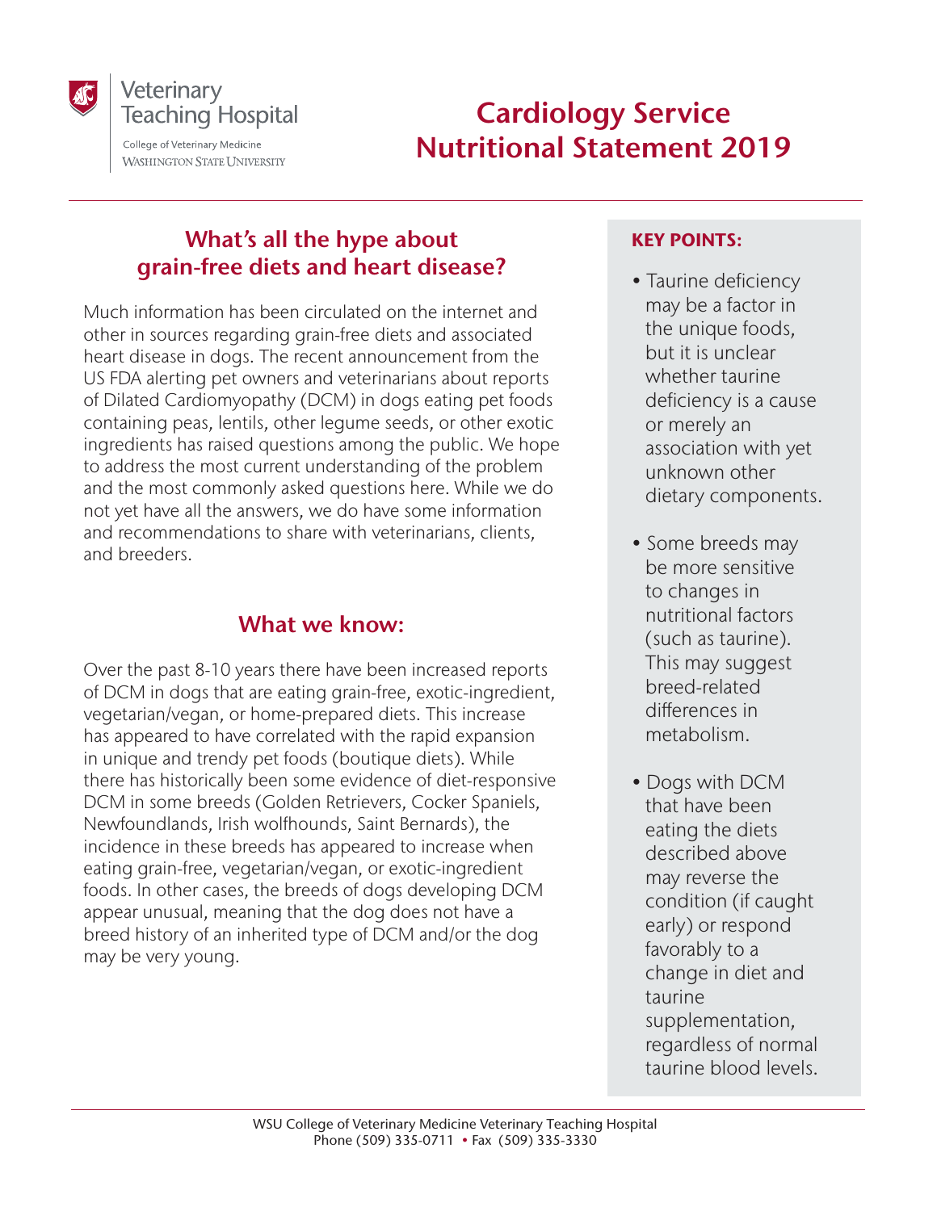Veterinary Teaching Hospital

College of Veterinary Medicine
Washington State University

# Cardiology Service Nutritional Statement 2019

## What's all the hype about grain-free diets and heart disease?

Much information has been circulated on the internet and other in sources regarding grain-free diets and associated heart disease in dogs. The recent announcement from the US FDA alerting pet owners and veterinarians about reports of Dilated Cardiomyopathy (DCM) in dogs eating pet foods containing peas, lentils, other legume seeds, or other exotic ingredients has raised questions among the public. We hope to address the most current understanding of the problem and the most commonly asked questions here. While we do not yet have all the answers, we do have some information and recommendations to share with veterinarians, clients, and breeders.

## What we know:

Over the past 8-10 years there have been increased reports of DCM in dogs that are eating grain-free, exotic-ingredient, vegetarian/vegan, or home-prepared diets. This increase has appeared to have correlated with the rapid expansion in unique and trendy pet foods (boutique diets). While there has historically been some evidence of diet-responsive DCM in some breeds (Golden Retrievers, Cocker Spaniels, Newfoundlands, Irish wolfhounds, Saint Bernards), the incidence in these breeds has appeared to increase when eating grain-free, vegetarian/vegan, or exotic-ingredient foods. In other cases, the breeds of dogs developing DCM appear unusual, meaning that the dog does not have a breed history of an inherited type of DCM and/or the dog may be very young.

**KEY POINTS:**

- Taurine deficiency may be a factor in the unique foods, but it is unclear whether taurine deficiency is a cause or merely an association with yet unknown other dietary components.
- Some breeds may be more sensitive to changes in nutritional factors (such as taurine). This may suggest breed-related differences in metabolism.
- Dogs with DCM that have been eating the diets described above may reverse the condition (if caught early) or respond favorably to a change in diet and taurine supplementation, regardless of normal taurine blood levels.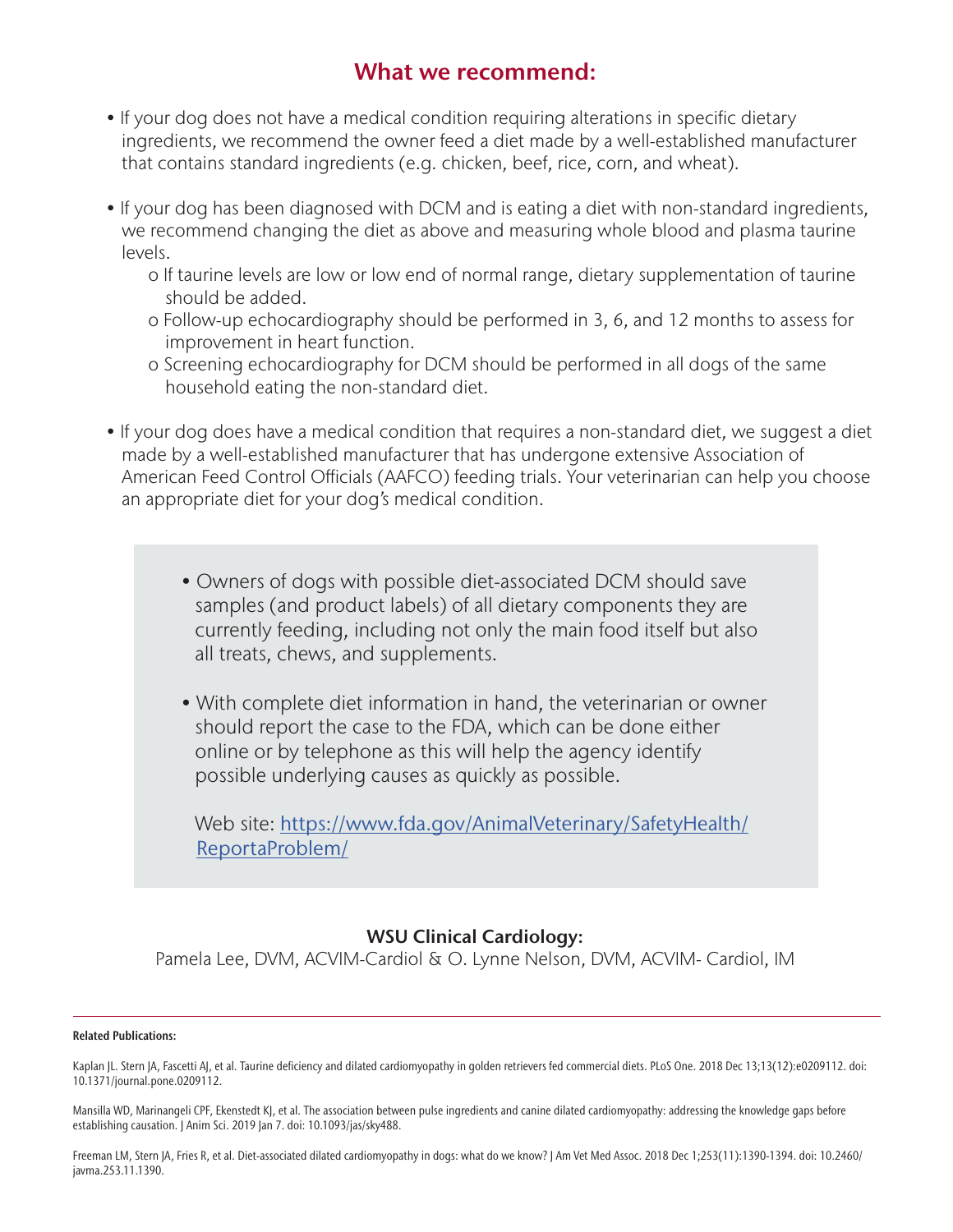## What we recommend:

- If your dog does not have a medical condition requiring alterations in specific dietary ingredients, we recommend the owner feed a diet made by a well-established manufacturer that contains standard ingredients (e.g. chicken, beef, rice, corn, and wheat).
- If your dog has been diagnosed with DCM and is eating a diet with non-standard ingredients, we recommend changing the diet as above and measuring whole blood and plasma taurine levels.
    - If taurine levels are low or low end of normal range, dietary supplementation of taurine should be added.
    - Follow-up echocardiography should be performed in 3, 6, and 12 months to assess for improvement in heart function.
    - Screening echocardiography for DCM should be performed in all dogs of the same household eating the non-standard diet.
- If your dog does have a medical condition that requires a non-standard diet, we suggest a diet made by a well-established manufacturer that has undergone extensive Association of American Feed Control Officials (AAFCO) feeding trials. Your veterinarian can help you choose an appropriate diet for your dog's medical condition.

> - Owners of dogs with possible diet-associated DCM should save samples (and product labels) of all dietary components they are currently feeding, including not only the main food itself but also all treats, chews, and supplements.
> - With complete diet information in hand, the veterinarian or owner should report the case to the FDA, which can be done either online or by telephone as this will help the agency identify possible underlying causes as quickly as possible.
>
> Web site: [https://www.fda.gov/AnimalVeterinary/SafetyHealth/ReportaProblem/](https://www.fda.gov/AnimalVeterinary/SafetyHealth/ReportaProblem/)

**WSU Clinical Cardiology:**

Pamela Lee, DVM, ACVIM-Cardiol & O. Lynne Nelson, DVM, ACVIM- Cardiol, IM

---

**Related Publications:**

Kaplan JL. Stern JA, Fascetti AJ, et al. Taurine deficiency and dilated cardiomyopathy in golden retrievers fed commercial diets. PLoS One. 2018 Dec 13;13(12):e0209112. doi: 10.1371/journal.pone.0209112.

Mansilla WD, Marinangeli CPF, Ekenstedt KJ, et al. The association between pulse ingredients and canine dilated cardiomyopathy: addressing the knowledge gaps before establishing causation. J Anim Sci. 2019 Jan 7. doi: 10.1093/jas/sky488.

Freeman LM, Stern JA, Fries R, et al. Diet-associated dilated cardiomyopathy in dogs: what do we know? J Am Vet Med Assoc. 2018 Dec 1;253(11):1390-1394. doi: 10.2460/javma.253.11.1390.